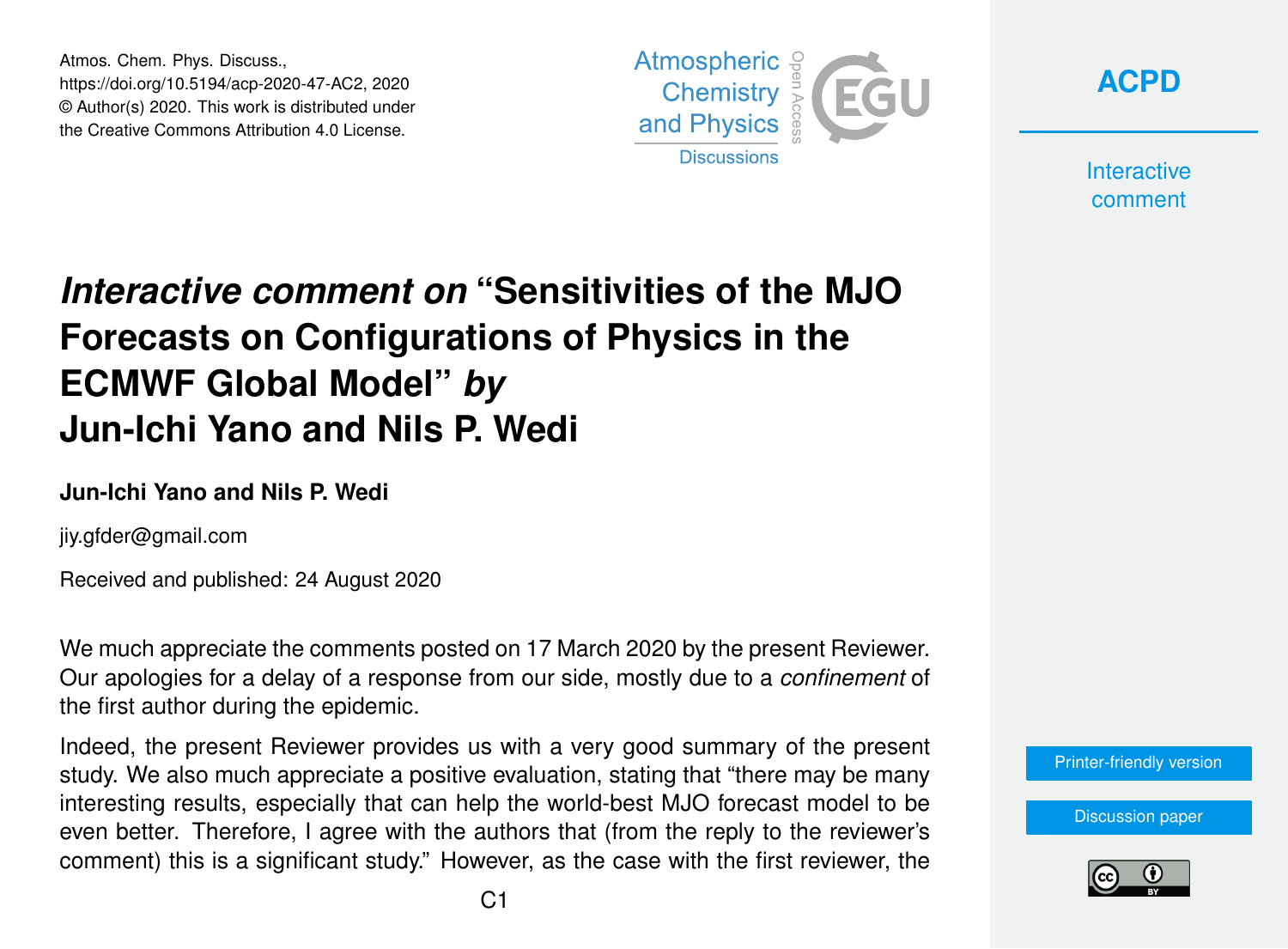# *Interactive comment on* "Sensitivities of the MJO Forecasts on Configurations of Physics in the ECMWF Global Model" *by* Jun-Ichi Yano and Nils P. Wedi

**Jun-Ichi Yano and Nils P. Wedi**

jiy.gfder@gmail.com

Received and published: 24 August 2020

We much appreciate the comments posted on 17 March 2020 by the present Reviewer. Our apologies for a delay of a response from our side, mostly due to a *confinement* of the first author during the epidemic.

Indeed, the present Reviewer provides us with a very good summary of the present study. We also much appreciate a positive evaluation, stating that "there may be many interesting results, especially that can help the world-best MJO forecast model to be even better. Therefore, I agree with the authors that (from the reply to the reviewer's comment) this is a significant study." However, as the case with the first reviewer, the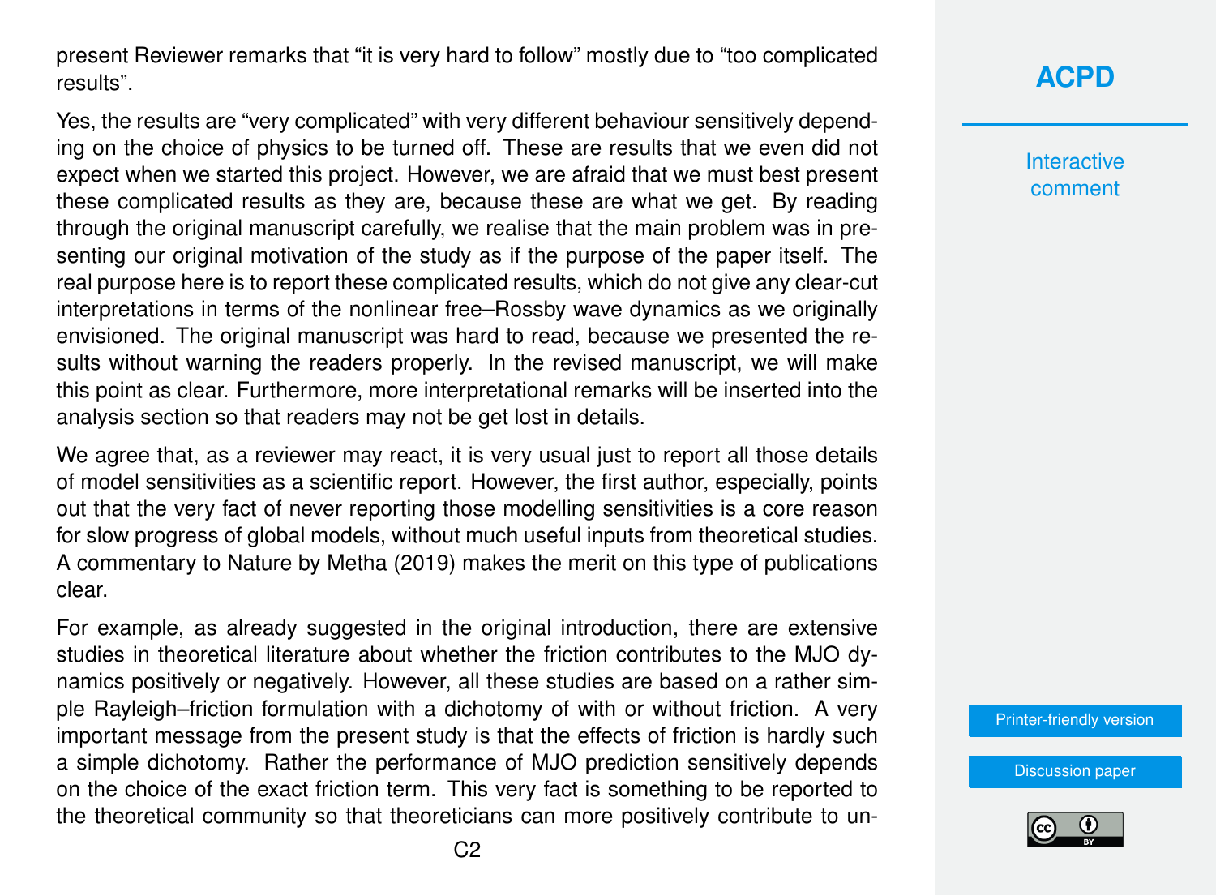present Reviewer remarks that "it is very hard to follow" mostly due to "too complicated results".

Yes, the results are "very complicated" with very different behaviour sensitively depending on the choice of physics to be turned off. These are results that we even did not expect when we started this project. However, we are afraid that we must best present these complicated results as they are, because these are what we get. By reading through the original manuscript carefully, we realise that the main problem was in presenting our original motivation of the study as if the purpose of the paper itself. The real purpose here is to report these complicated results, which do not give any clear-cut interpretations in terms of the nonlinear free–Rossby wave dynamics as we originally envisioned. The original manuscript was hard to read, because we presented the results without warning the readers properly. In the revised manuscript, we will make this point as clear. Furthermore, more interpretational remarks will be inserted into the analysis section so that readers may not be get lost in details.

We agree that, as a reviewer may react, it is very usual just to report all those details of model sensitivities as a scientific report. However, the first author, especially, points out that the very fact of never reporting those modelling sensitivities is a core reason for slow progress of global models, without much useful inputs from theoretical studies. A commentary to Nature by Metha (2019) makes the merit on this type of publications clear.

For example, as already suggested in the original introduction, there are extensive studies in theoretical literature about whether the friction contributes to the MJO dynamics positively or negatively. However, all these studies are based on a rather simple Rayleigh–friction formulation with a dichotomy of with or without friction. A very important message from the present study is that the effects of friction is hardly such a simple dichotomy. Rather the performance of MJO prediction sensitively depends on the choice of the exact friction term. This very fact is something to be reported to the theoretical community so that theoreticians can more positively contribute to un-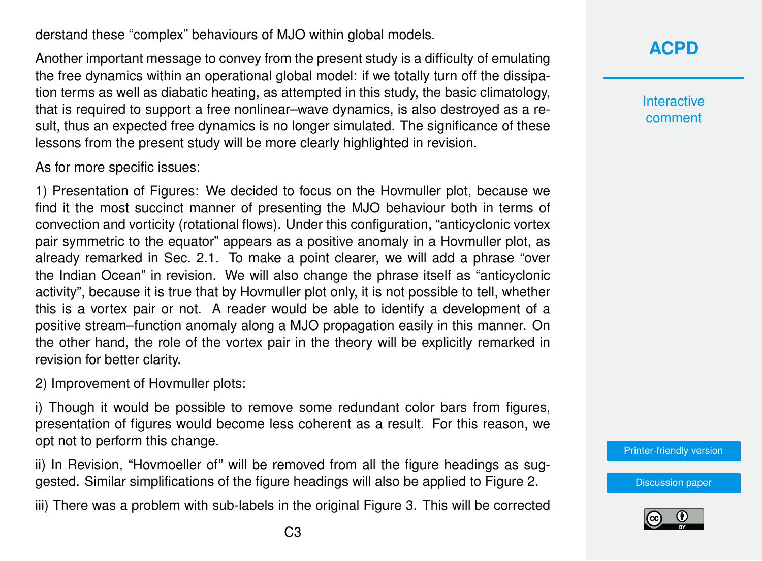derstand these “complex” behaviours of MJO within global models.

Another important message to convey from the present study is a difficulty of emulating the free dynamics within an operational global model: if we totally turn off the dissipation terms as well as diabatic heating, as attempted in this study, the basic climatology, that is required to support a free nonlinear–wave dynamics, is also destroyed as a result, thus an expected free dynamics is no longer simulated. The significance of these lessons from the present study will be more clearly highlighted in revision.

As for more specific issues:

1) Presentation of Figures: We decided to focus on the Hovmuller plot, because we find it the most succinct manner of presenting the MJO behaviour both in terms of convection and vorticity (rotational flows). Under this configuration, “anticyclonic vortex pair symmetric to the equator” appears as a positive anomaly in a Hovmuller plot, as already remarked in Sec. 2.1. To make a point clearer, we will add a phrase “over the Indian Ocean” in revision. We will also change the phrase itself as “anticyclonic activity”, because it is true that by Hovmuller plot only, it is not possible to tell, whether this is a vortex pair or not. A reader would be able to identify a development of a positive stream–function anomaly along a MJO propagation easily in this manner. On the other hand, the role of the vortex pair in the theory will be explicitly remarked in revision for better clarity.

2) Improvement of Hovmuller plots:

i) Though it would be possible to remove some redundant color bars from figures, presentation of figures would become less coherent as a result. For this reason, we opt not to perform this change.

ii) In Revision, “Hovmoeller of” will be removed from all the figure headings as suggested. Similar simplifications of the figure headings will also be applied to Figure 2.

iii) There was a problem with sub-labels in the original Figure 3. This will be corrected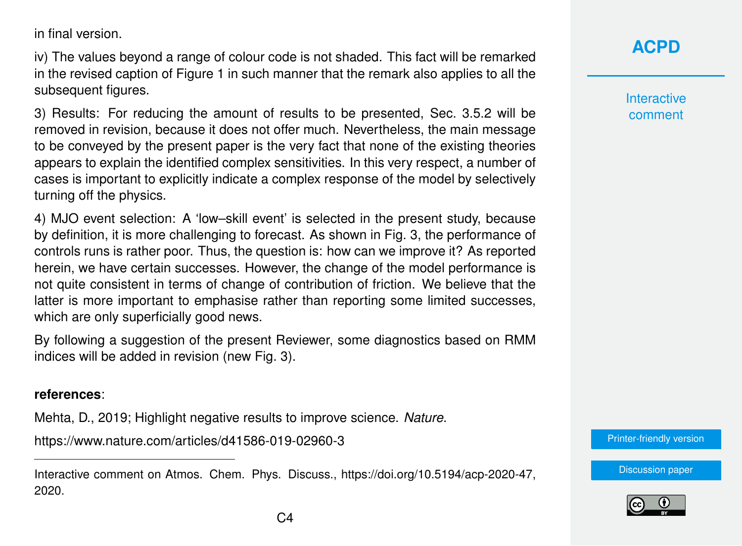in final version.

iv) The values beyond a range of colour code is not shaded. This fact will be remarked in the revised caption of Figure 1 in such manner that the remark also applies to all the subsequent figures.

3) Results: For reducing the amount of results to be presented, Sec. 3.5.2 will be removed in revision, because it does not offer much. Nevertheless, the main message to be conveyed by the present paper is the very fact that none of the existing theories appears to explain the identified complex sensitivities. In this very respect, a number of cases is important to explicitly indicate a complex response of the model by selectively turning off the physics.

4) MJO event selection: A 'low–skill event' is selected in the present study, because by definition, it is more challenging to forecast. As shown in Fig. 3, the performance of controls runs is rather poor. Thus, the question is: how can we improve it? As reported herein, we have certain successes. However, the change of the model performance is not quite consistent in terms of change of contribution of friction. We believe that the latter is more important to emphasise rather than reporting some limited successes, which are only superficially good news.

By following a suggestion of the present Reviewer, some diagnostics based on RMM indices will be added in revision (new Fig. 3).

**references**:

Mehta, D., 2019; Highlight negative results to improve science. *Nature*.

https://www.nature.com/articles/d41586-019-02960-3

---

Interactive comment on Atmos. Chem. Phys. Discuss., https://doi.org/10.5194/acp-2020-47, 2020.